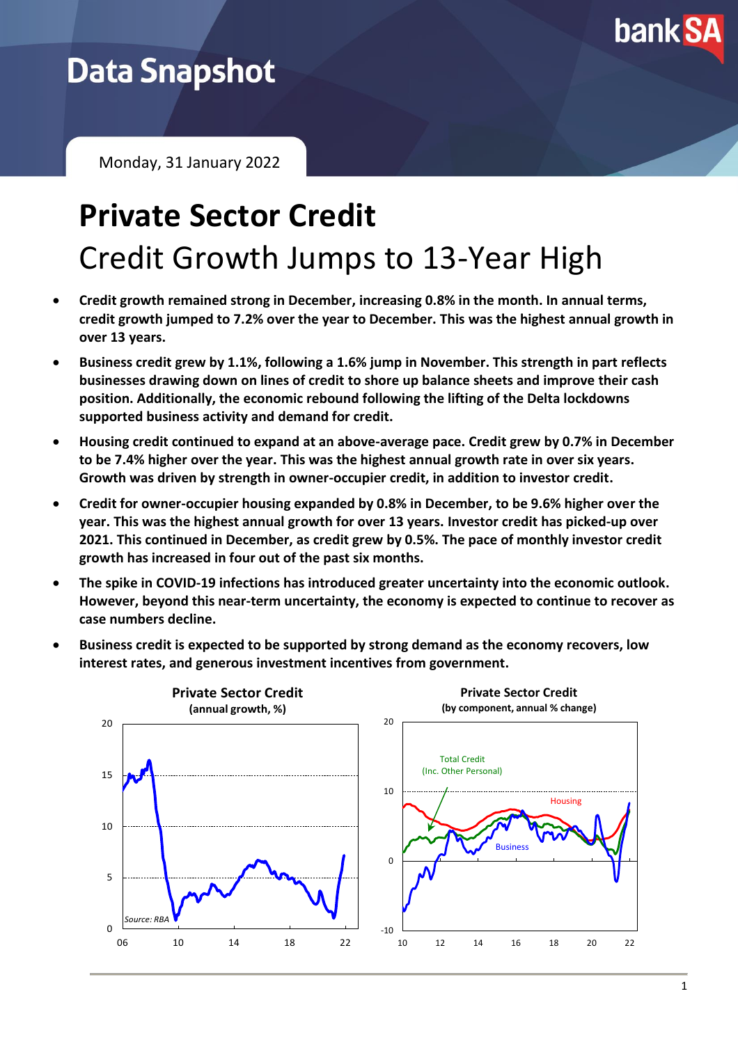# Data Snapshot

Monday, 31 January 2022

# Private Sector Credit

## Credit Growth Jumps to 13-Year High

- **Credit growth remained strong in December, increasing 0.8% in the month. In annual terms, credit growth jumped to 7.2% over the year to December. This was the highest annual growth in over 13 years.**
- **Business credit grew by 1.1%, following a 1.6% jump in November. This strength in part reflects businesses drawing down on lines of credit to shore up balance sheets and improve their cash position. Additionally, the economic rebound following the lifting of the Delta lockdowns supported business activity and demand for credit.**
- **Housing credit continued to expand at an above-average pace. Credit grew by 0.7% in December to be 7.4% higher over the year. This was the highest annual growth rate in over six years. Growth was driven by strength in owner-occupier credit, in addition to investor credit.**
- **Credit for owner-occupier housing expanded by 0.8% in December, to be 9.6% higher over the year. This was the highest annual growth for over 13 years. Investor credit has picked-up over 2021. This continued in December, as credit grew by 0.5%. The pace of monthly investor credit growth has increased in four out of the past six months.**
- **The spike in COVID-19 infections has introduced greater uncertainty into the economic outlook. However, beyond this near-term uncertainty, the economy is expected to continue to recover as case numbers decline.**
- **Business credit is expected to be supported by strong demand as the economy recovers, low interest rates, and generous investment incentives from government.**

**Private Sector Credit**
**(annual growth, %)**

Source: RBA

**Private Sector Credit**
**(by component, annual % change)**

Total Credit (Inc. Other Personal); Housing; Business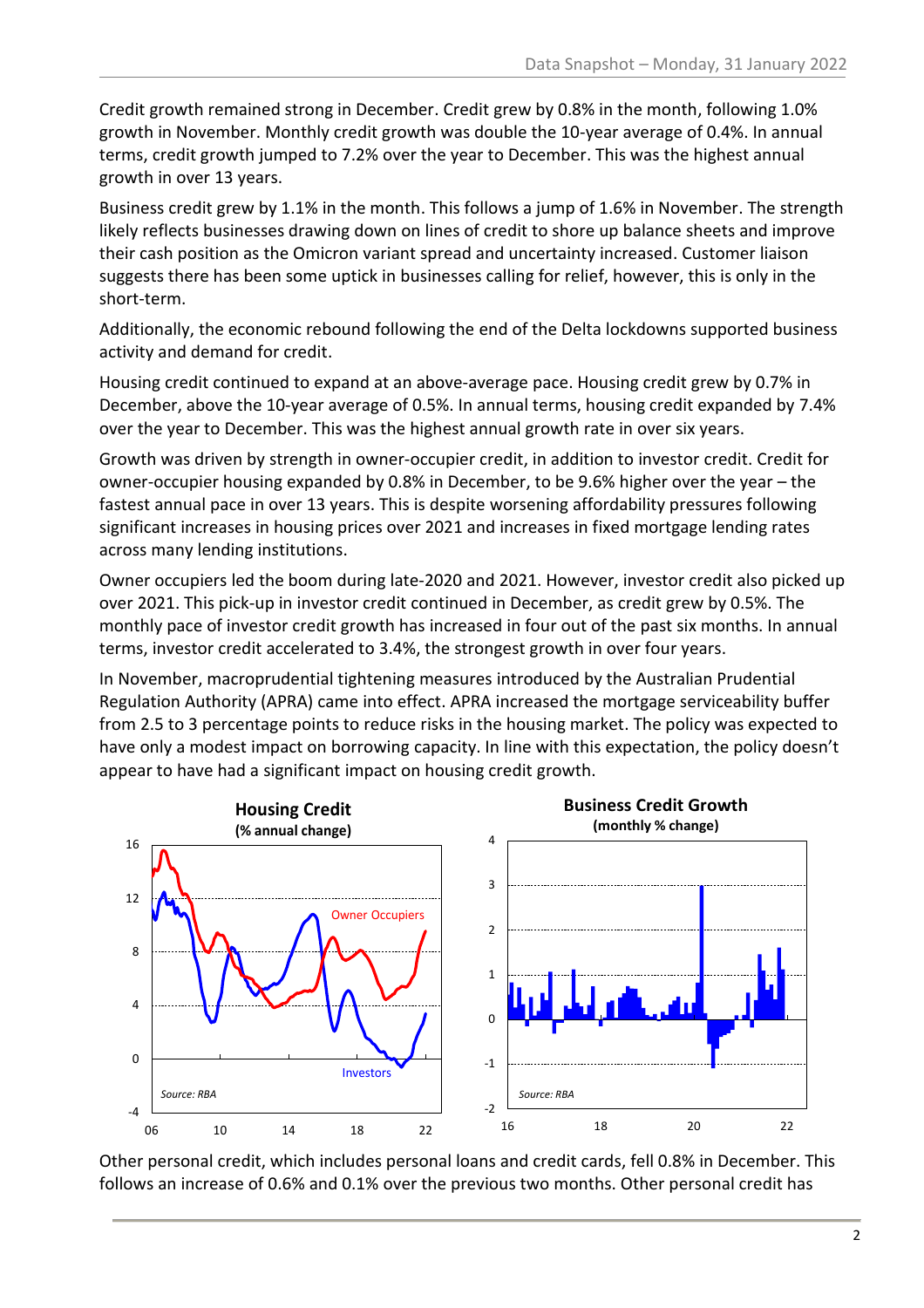Credit growth remained strong in December. Credit grew by 0.8% in the month, following 1.0% growth in November. Monthly credit growth was double the 10-year average of 0.4%. In annual terms, credit growth jumped to 7.2% over the year to December. This was the highest annual growth in over 13 years.

Business credit grew by 1.1% in the month. This follows a jump of 1.6% in November. The strength likely reflects businesses drawing down on lines of credit to shore up balance sheets and improve their cash position as the Omicron variant spread and uncertainty increased. Customer liaison suggests there has been some uptick in businesses calling for relief, however, this is only in the short-term.

Additionally, the economic rebound following the end of the Delta lockdowns supported business activity and demand for credit.

Housing credit continued to expand at an above-average pace. Housing credit grew by 0.7% in December, above the 10-year average of 0.5%. In annual terms, housing credit expanded by 7.4% over the year to December. This was the highest annual growth rate in over six years.

Growth was driven by strength in owner-occupier credit, in addition to investor credit. Credit for owner-occupier housing expanded by 0.8% in December, to be 9.6% higher over the year – the fastest annual pace in over 13 years. This is despite worsening affordability pressures following significant increases in housing prices over 2021 and increases in fixed mortgage lending rates across many lending institutions.

Owner occupiers led the boom during late-2020 and 2021. However, investor credit also picked up over 2021. This pick-up in investor credit continued in December, as credit grew by 0.5%. The monthly pace of investor credit growth has increased in four out of the past six months. In annual terms, investor credit accelerated to 3.4%, the strongest growth in over four years.

In November, macroprudential tightening measures introduced by the Australian Prudential Regulation Authority (APRA) came into effect. APRA increased the mortgage serviceability buffer from 2.5 to 3 percentage points to reduce risks in the housing market. The policy was expected to have only a modest impact on borrowing capacity. In line with this expectation, the policy doesn't appear to have had a significant impact on housing credit growth.

**Housing Credit**
**(% annual change)**

Source: RBA

**Business Credit Growth**
**(monthly % change)**

Source: RBA

Other personal credit, which includes personal loans and credit cards, fell 0.8% in December. This follows an increase of 0.6% and 0.1% over the previous two months. Other personal credit has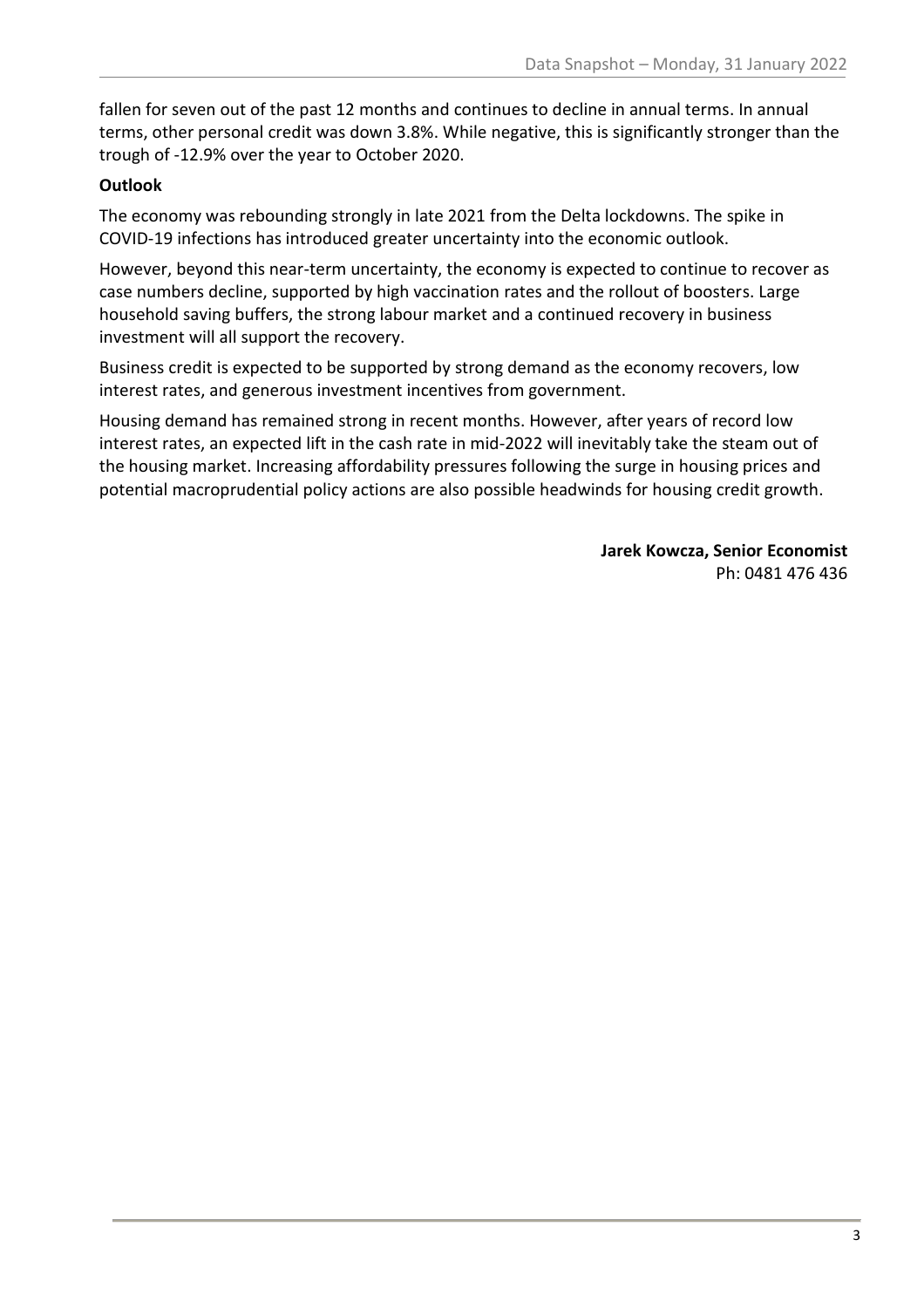fallen for seven out of the past 12 months and continues to decline in annual terms. In annual terms, other personal credit was down 3.8%. While negative, this is significantly stronger than the trough of -12.9% over the year to October 2020.

**Outlook**

The economy was rebounding strongly in late 2021 from the Delta lockdowns. The spike in COVID-19 infections has introduced greater uncertainty into the economic outlook.

However, beyond this near-term uncertainty, the economy is expected to continue to recover as case numbers decline, supported by high vaccination rates and the rollout of boosters. Large household saving buffers, the strong labour market and a continued recovery in business investment will all support the recovery.

Business credit is expected to be supported by strong demand as the economy recovers, low interest rates, and generous investment incentives from government.

Housing demand has remained strong in recent months. However, after years of record low interest rates, an expected lift in the cash rate in mid-2022 will inevitably take the steam out of the housing market. Increasing affordability pressures following the surge in housing prices and potential macroprudential policy actions are also possible headwinds for housing credit growth.

**Jarek Kowcza, Senior Economist**
Ph: 0481 476 436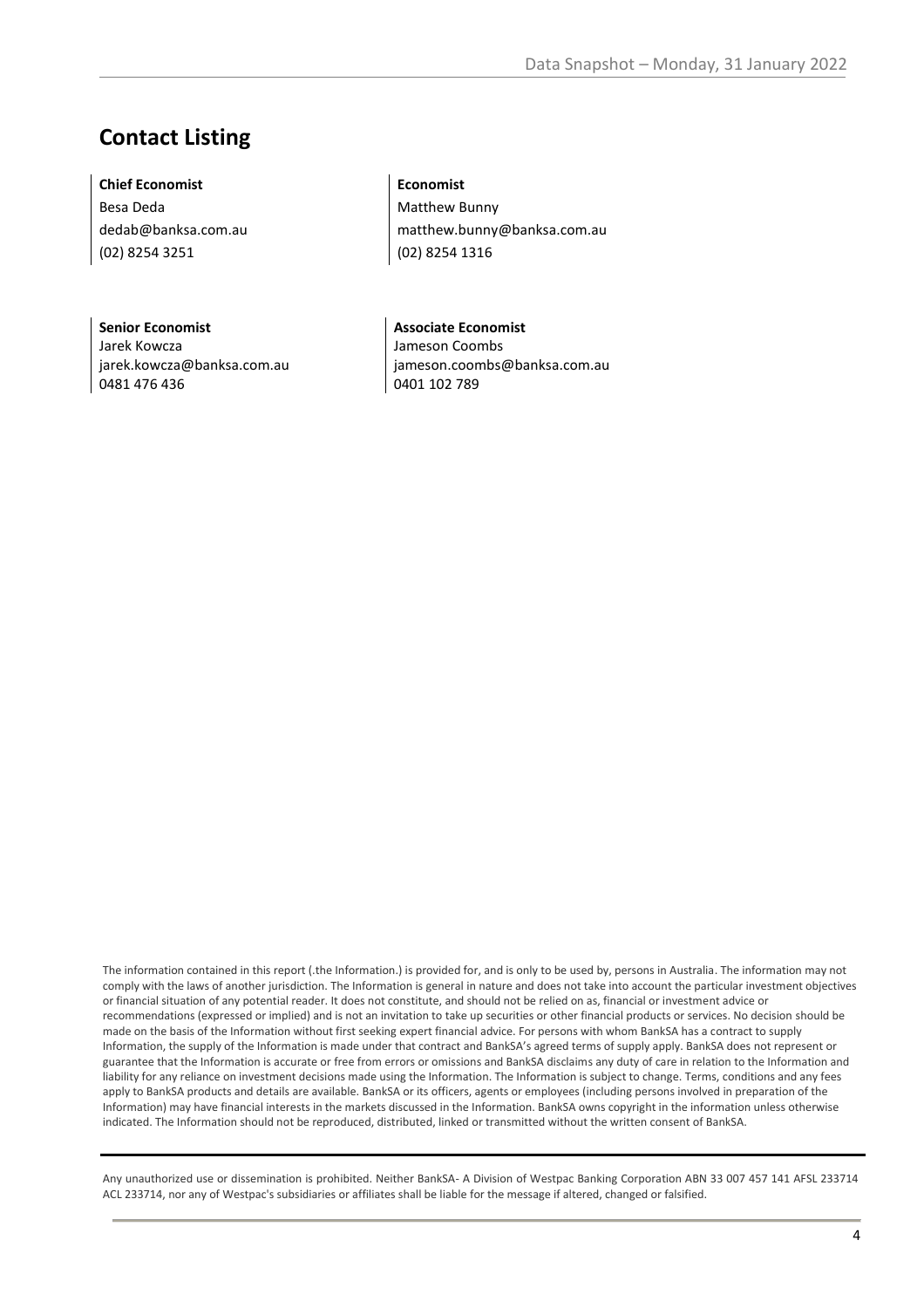## Contact Listing

**Chief Economist**
Besa Deda
dedab@banksa.com.au
(02) 8254 3251

**Economist**
Matthew Bunny
matthew.bunny@banksa.com.au
(02) 8254 1316

**Senior Economist**
Jarek Kowcza
jarek.kowcza@banksa.com.au
0481 476 436

**Associate Economist**
Jameson Coombs
jameson.coombs@banksa.com.au
0401 102 789

The information contained in this report (.the Information.) is provided for, and is only to be used by, persons in Australia. The information may not comply with the laws of another jurisdiction. The Information is general in nature and does not take into account the particular investment objectives or financial situation of any potential reader. It does not constitute, and should not be relied on as, financial or investment advice or recommendations (expressed or implied) and is not an invitation to take up securities or other financial products or services. No decision should be made on the basis of the Information without first seeking expert financial advice. For persons with whom BankSA has a contract to supply Information, the supply of the Information is made under that contract and BankSA's agreed terms of supply apply. BankSA does not represent or guarantee that the Information is accurate or free from errors or omissions and BankSA disclaims any duty of care in relation to the Information and liability for any reliance on investment decisions made using the Information. The Information is subject to change. Terms, conditions and any fees apply to BankSA products and details are available. BankSA or its officers, agents or employees (including persons involved in preparation of the Information) may have financial interests in the markets discussed in the Information. BankSA owns copyright in the information unless otherwise indicated. The Information should not be reproduced, distributed, linked or transmitted without the written consent of BankSA.

Any unauthorized use or dissemination is prohibited. Neither BankSA- A Division of Westpac Banking Corporation ABN 33 007 457 141 AFSL 233714 ACL 233714, nor any of Westpac's subsidiaries or affiliates shall be liable for the message if altered, changed or falsified.